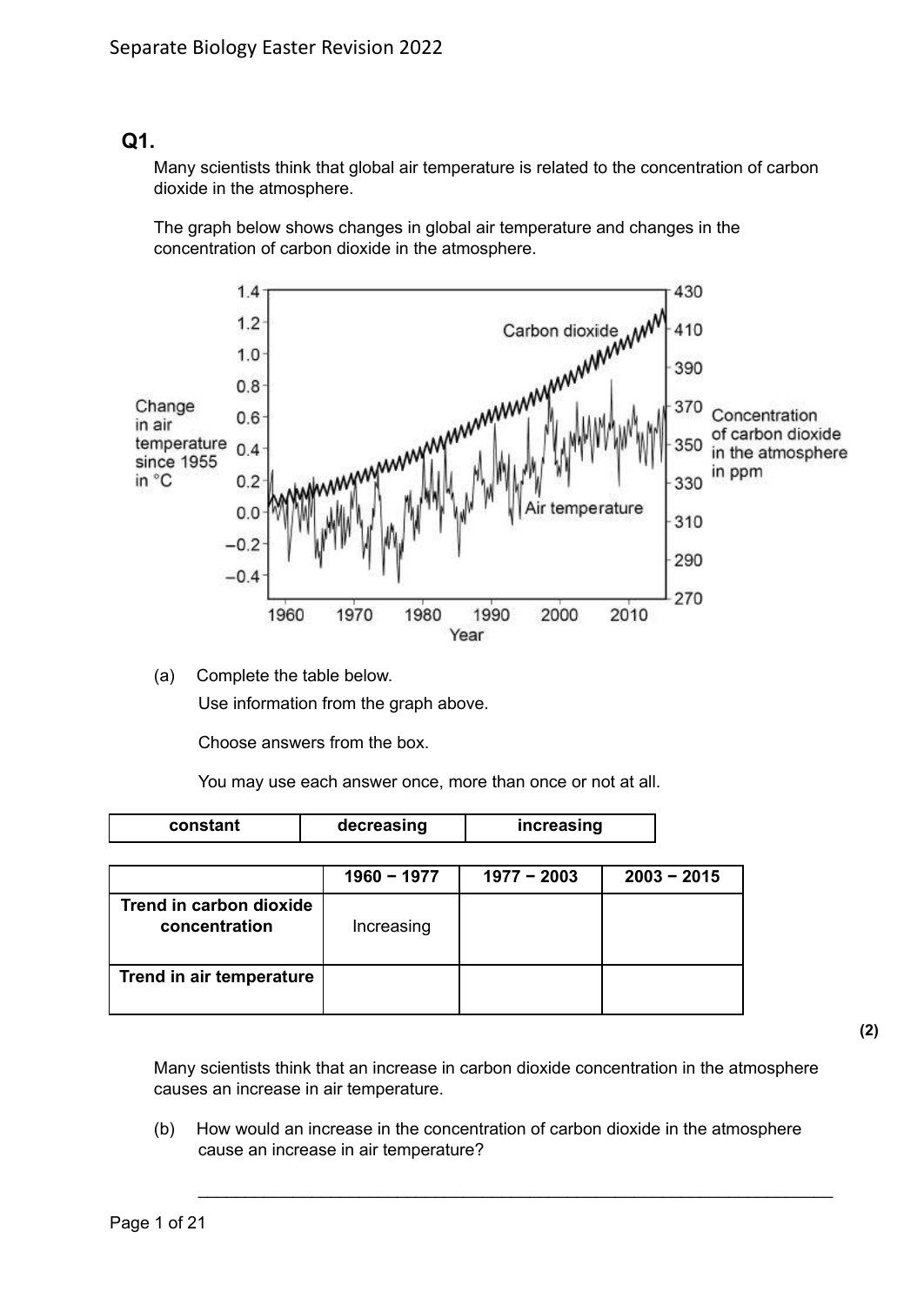## Q1.

Many scientists think that global air temperature is related to the concentration of carbon dioxide in the atmosphere.

The graph below shows changes in global air temperature and changes in the concentration of carbon dioxide in the atmosphere.

(a) Complete the table below.

Use information from the graph above.

Choose answers from the box.

You may use each answer once, more than once or not at all.

| constant | decreasing | increasing |
|---|---|---|

| | 1960 − 1977 | 1977 − 2003 | 2003 − 2015 |
|---|---|---|---|
| **Trend in carbon dioxide concentration** | Increasing | | |
| **Trend in air temperature** | | | |

**(2)**

Many scientists think that an increase in carbon dioxide concentration in the atmosphere causes an increase in air temperature.

(b) How would an increase in the concentration of carbon dioxide in the atmosphere cause an increase in air temperature?

___________________________________________________________________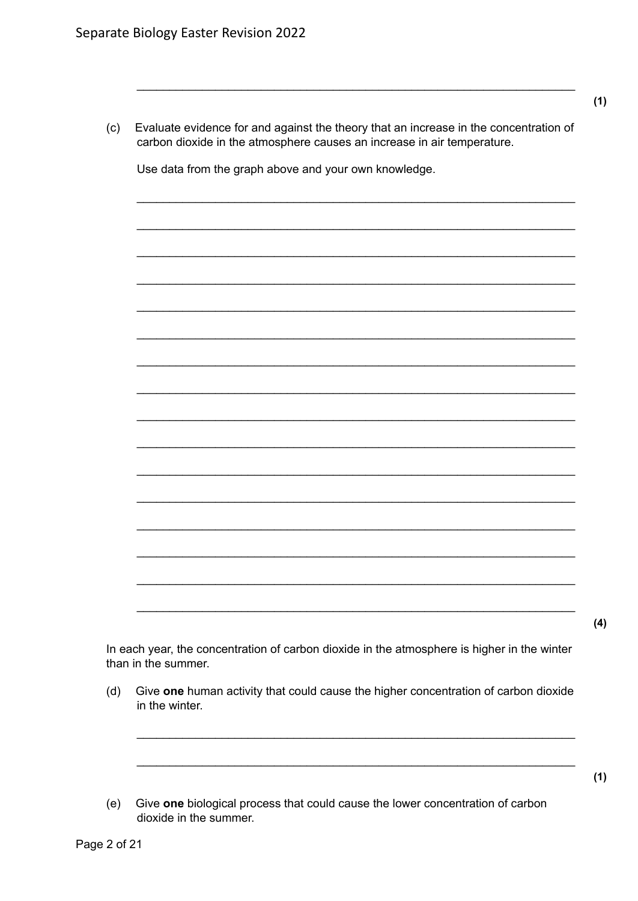_______________________________________________________________

**(1)**

(c) Evaluate evidence for and against the theory that an increase in the concentration of carbon dioxide in the atmosphere causes an increase in air temperature.

Use data from the graph above and your own knowledge.

_______________________________________________________________

_______________________________________________________________

_______________________________________________________________

_______________________________________________________________

_______________________________________________________________

_______________________________________________________________

_______________________________________________________________

_______________________________________________________________

_______________________________________________________________

_______________________________________________________________

_______________________________________________________________

_______________________________________________________________

_______________________________________________________________

_______________________________________________________________

_______________________________________________________________

_______________________________________________________________

**(4)**

In each year, the concentration of carbon dioxide in the atmosphere is higher in the winter than in the summer.

(d) Give **one** human activity that could cause the higher concentration of carbon dioxide in the winter.

_______________________________________________________________

_______________________________________________________________

**(1)**

(e) Give **one** biological process that could cause the lower concentration of carbon dioxide in the summer.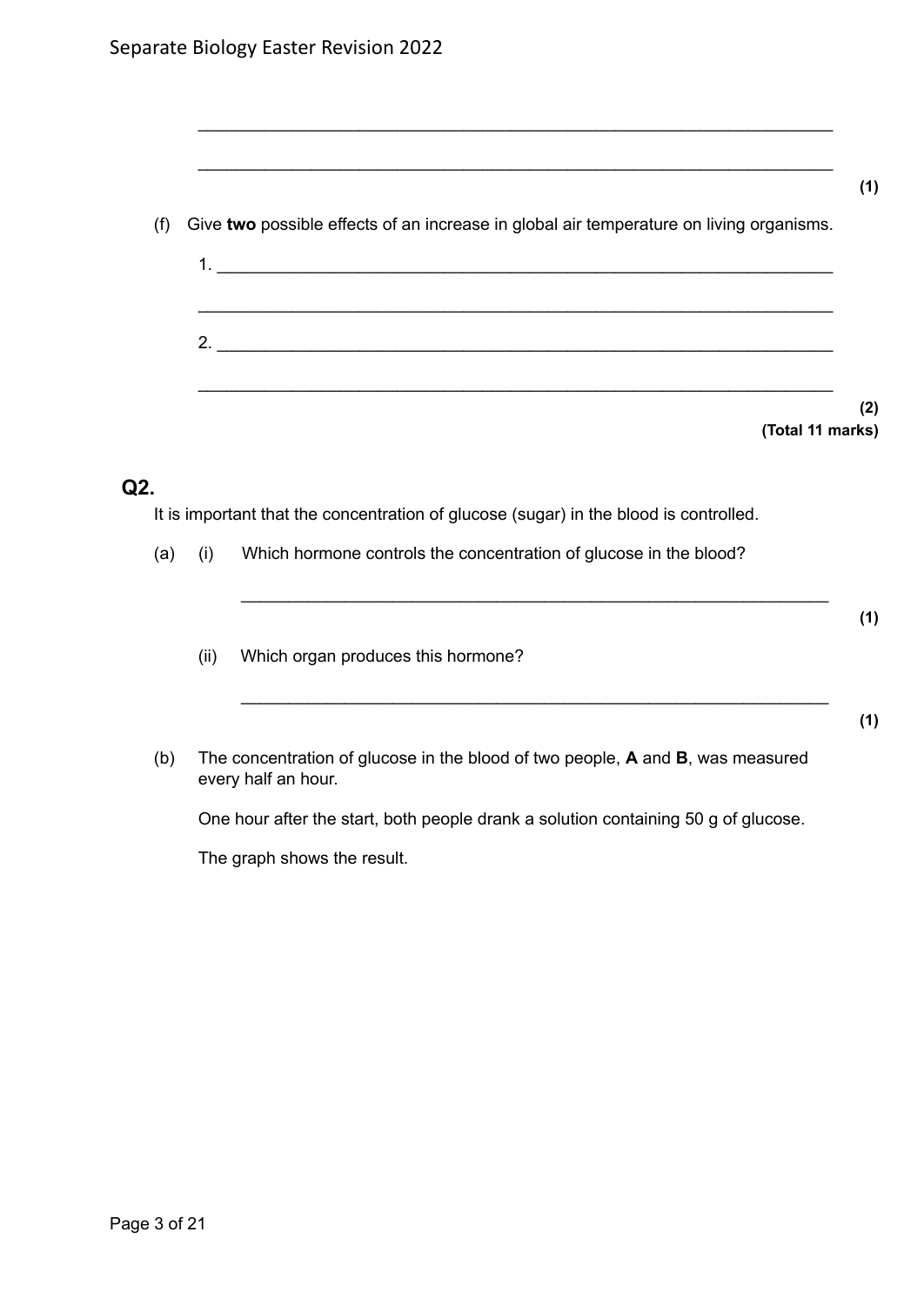___________________________________________________________________

___________________________________________________________________

**(1)**

(f) Give **two** possible effects of an increase in global air temperature on living organisms.

1. ___________________________________________________________________

___________________________________________________________________

2. ___________________________________________________________________

___________________________________________________________________

**(2)**

**(Total 11 marks)**

## Q2.

It is important that the concentration of glucose (sugar) in the blood is controlled.

(a) (i) Which hormone controls the concentration of glucose in the blood?

___________________________________________________________________

**(1)**

(ii) Which organ produces this hormone?

___________________________________________________________________

**(1)**

(b) The concentration of glucose in the blood of two people, **A** and **B**, was measured every half an hour.

One hour after the start, both people drank a solution containing 50 g of glucose.

The graph shows the result.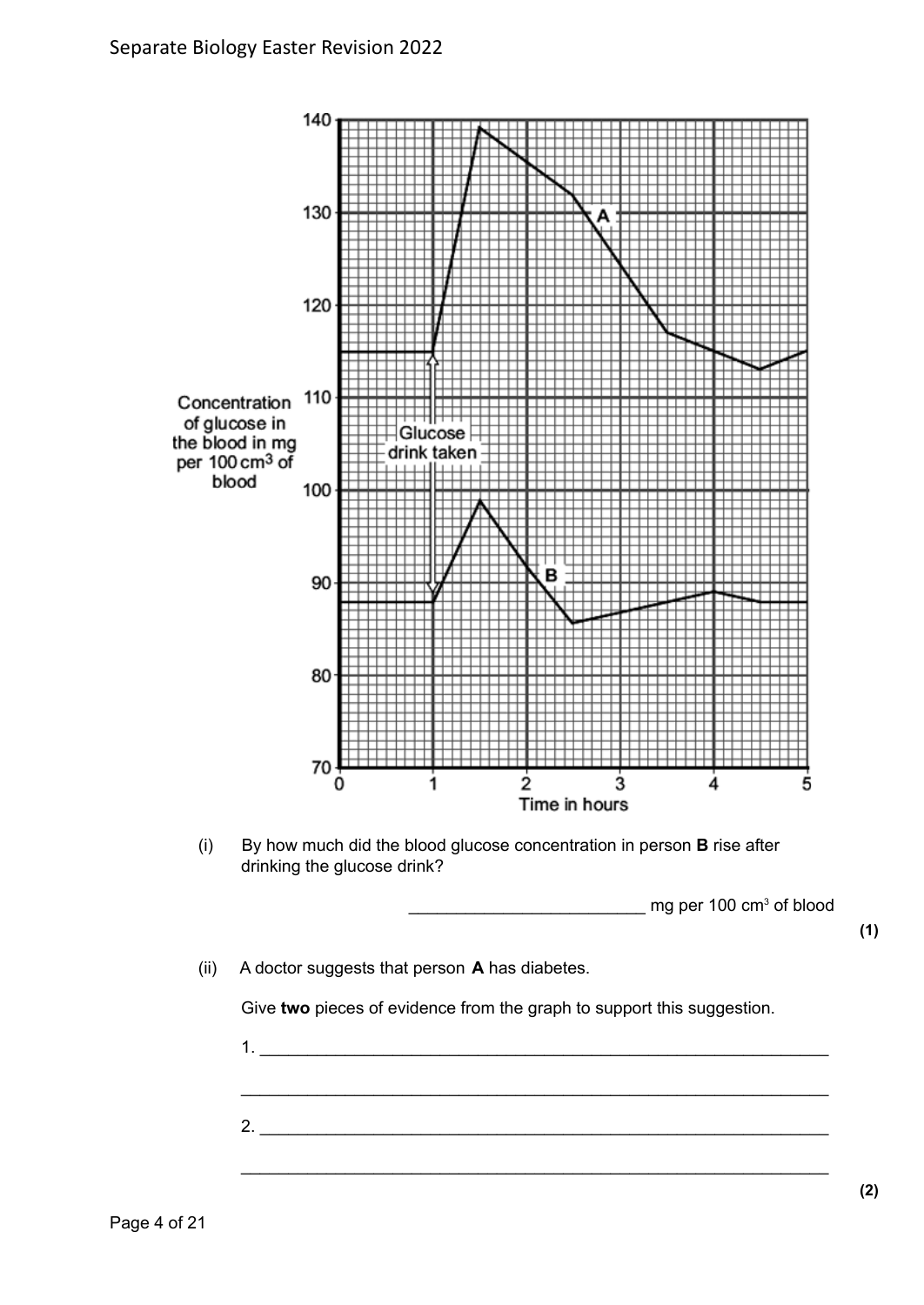(i) By how much did the blood glucose concentration in person **B** rise after drinking the glucose drink?

_________________________ mg per 100 cm$^3$ of blood

**(1)**

(ii) A doctor suggests that person **A** has diabetes.

Give **two** pieces of evidence from the graph to support this suggestion.

1. ______________________________________________________________

______________________________________________________________

2. ______________________________________________________________

______________________________________________________________

**(2)**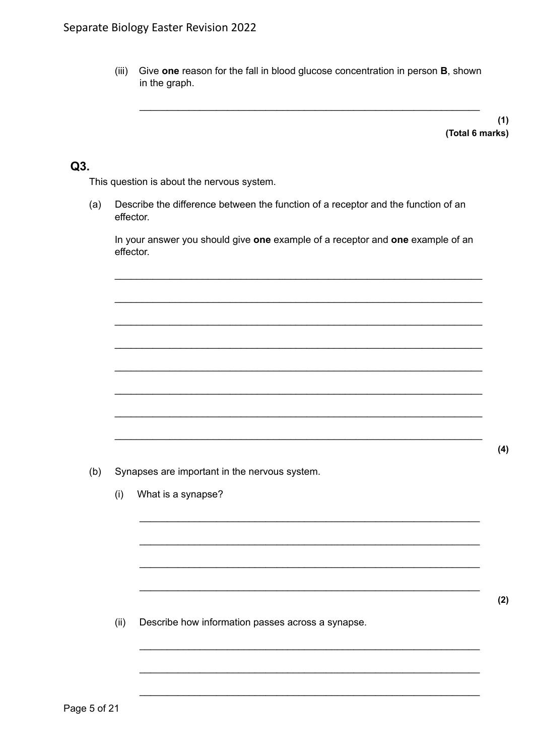(iii) Give **one** reason for the fall in blood glucose concentration in person **B**, shown in the graph.

___________________________________________________________________

**(1)**
**(Total 6 marks)**

## Q3.

This question is about the nervous system.

(a) Describe the difference between the function of a receptor and the function of an effector.

In your answer you should give **one** example of a receptor and **one** example of an effector.

___________________________________________________________________

___________________________________________________________________

___________________________________________________________________

___________________________________________________________________

___________________________________________________________________

___________________________________________________________________

___________________________________________________________________

___________________________________________________________________

**(4)**

(b) Synapses are important in the nervous system.

(i) What is a synapse?

___________________________________________________________________

___________________________________________________________________

___________________________________________________________________

___________________________________________________________________

**(2)**

(ii) Describe how information passes across a synapse.

___________________________________________________________________

___________________________________________________________________

___________________________________________________________________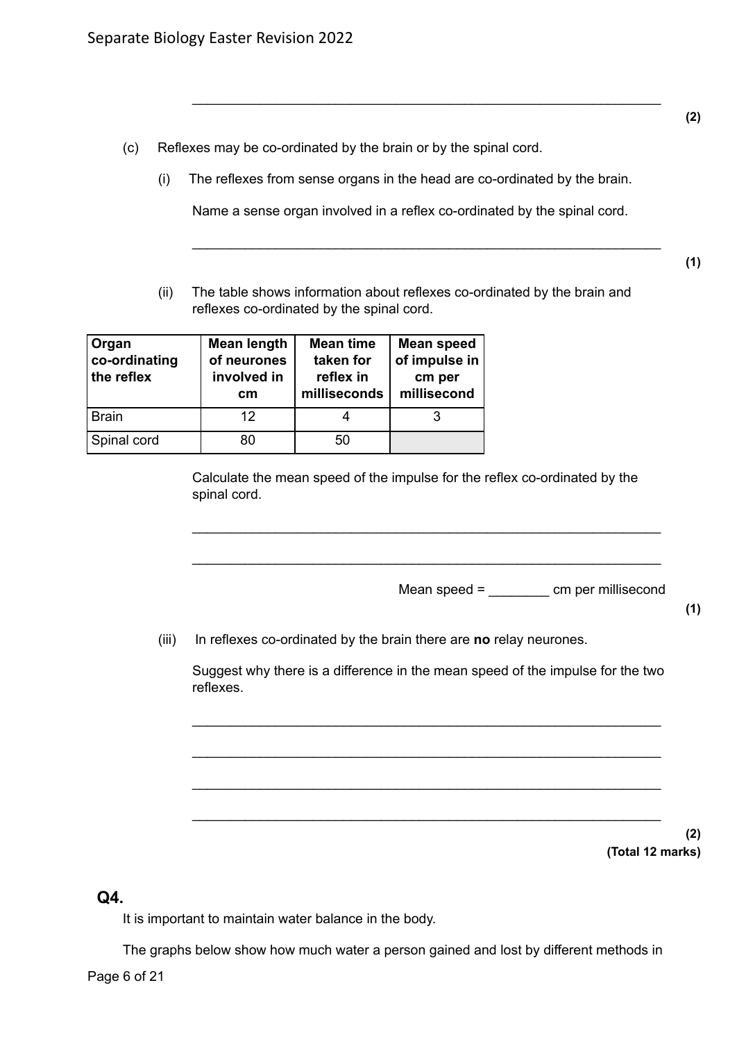_______________________________________________________________

**(2)**

(c) Reflexes may be co-ordinated by the brain or by the spinal cord.

(i) The reflexes from sense organs in the head are co-ordinated by the brain.

Name a sense organ involved in a reflex co-ordinated by the spinal cord.

_______________________________________________________________

**(1)**

(ii) The table shows information about reflexes co-ordinated by the brain and reflexes co-ordinated by the spinal cord.

| **Organ co-ordinating the reflex** | **Mean length of neurones involved in cm** | **Mean time taken for reflex in milliseconds** | **Mean speed of impulse in cm per millisecond** |
|---|---|---|---|
| Brain | 12 | 4 | 3 |
| Spinal cord | 80 | 50 | |

Calculate the mean speed of the impulse for the reflex co-ordinated by the spinal cord.

_______________________________________________________________

_______________________________________________________________

Mean speed = ________ cm per millisecond

**(1)**

(iii) In reflexes co-ordinated by the brain there are **no** relay neurones.

Suggest why there is a difference in the mean speed of the impulse for the two reflexes.

_______________________________________________________________

_______________________________________________________________

_______________________________________________________________

_______________________________________________________________

**(2)**

**(Total 12 marks)**

## Q4.

It is important to maintain water balance in the body.

The graphs below show how much water a person gained and lost by different methods in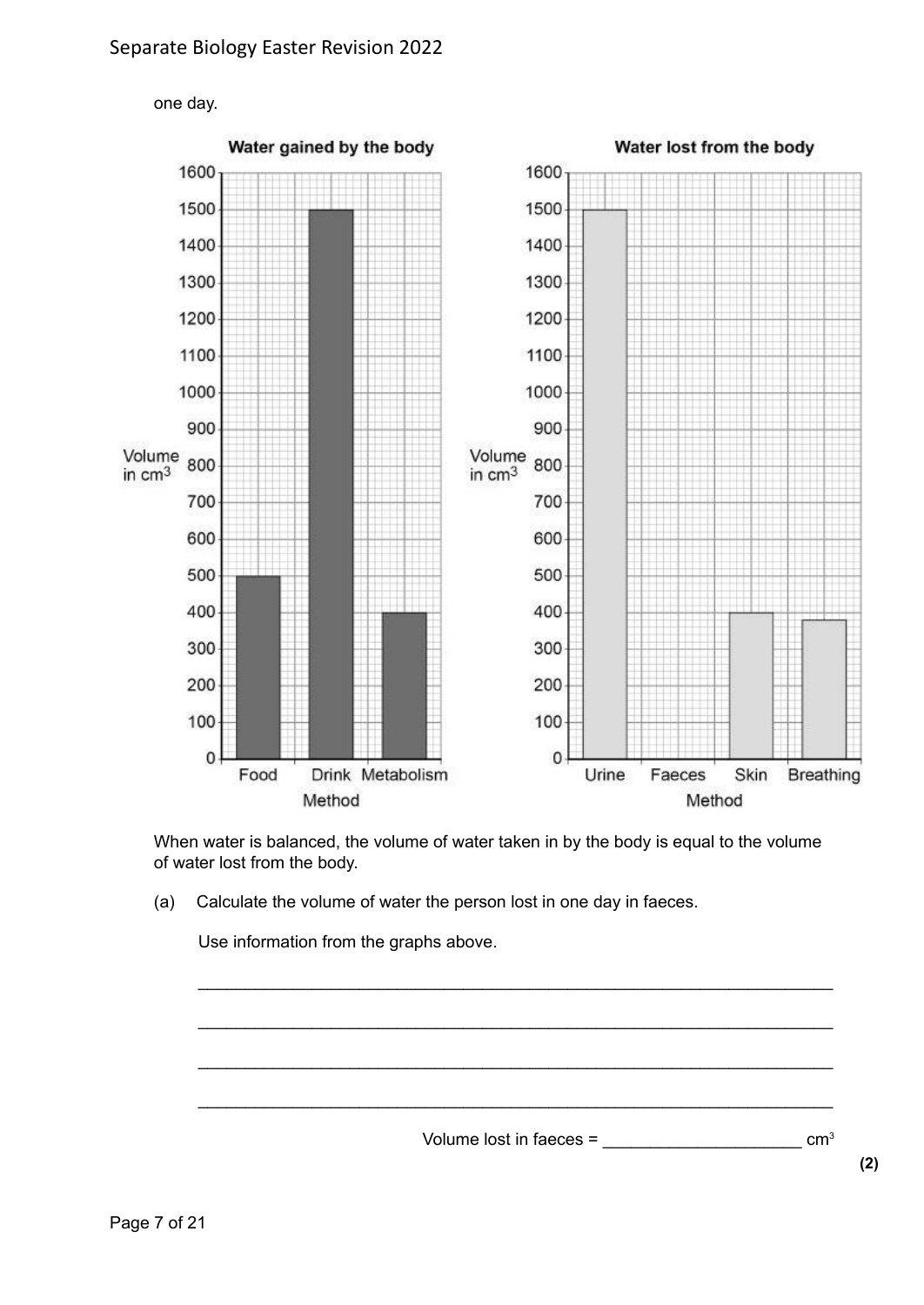one day.

**Water gained by the body**

Volume in $cm^3$ — Method: Food, Drink, Metabolism

**Water lost from the body**

Volume in $cm^3$ — Method: Urine, Faeces, Skin, Breathing

When water is balanced, the volume of water taken in by the body is equal to the volume of water lost from the body.

(a) Calculate the volume of water the person lost in one day in faeces.

Use information from the graphs above.

___________________________________________________________________

___________________________________________________________________

___________________________________________________________________

___________________________________________________________________

Volume lost in faeces = ____________________ $cm^3$

**(2)**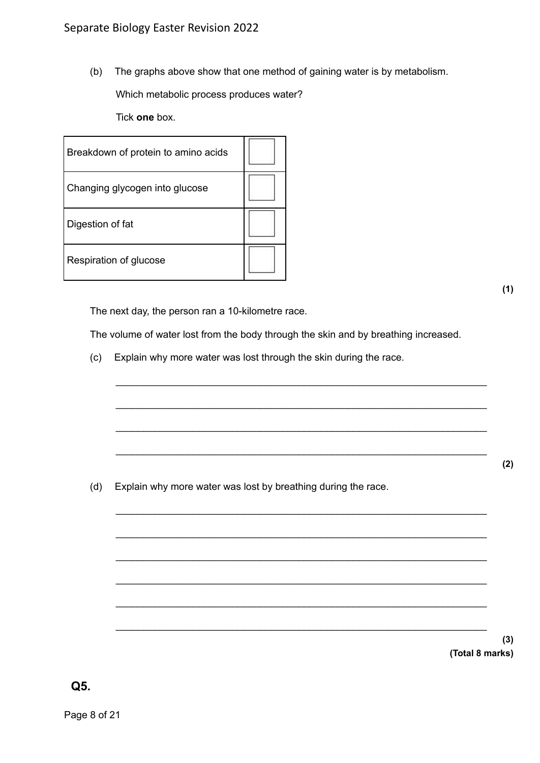(b) The graphs above show that one method of gaining water is by metabolism.

Which metabolic process produces water?

Tick **one** box.

| | |
|---|---|
| Breakdown of protein to amino acids | ☐ |
| Changing glycogen into glucose | ☐ |
| Digestion of fat | ☐ |
| Respiration of glucose | ☐ |

**(1)**

The next day, the person ran a 10-kilometre race.

The volume of water lost from the body through the skin and by breathing increased.

(c) Explain why more water was lost through the skin during the race.

___________________________________________________________________

___________________________________________________________________

___________________________________________________________________

___________________________________________________________________

**(2)**

(d) Explain why more water was lost by breathing during the race.

___________________________________________________________________

___________________________________________________________________

___________________________________________________________________

___________________________________________________________________

___________________________________________________________________

___________________________________________________________________

**(3)**

**(Total 8 marks)**

## Q5.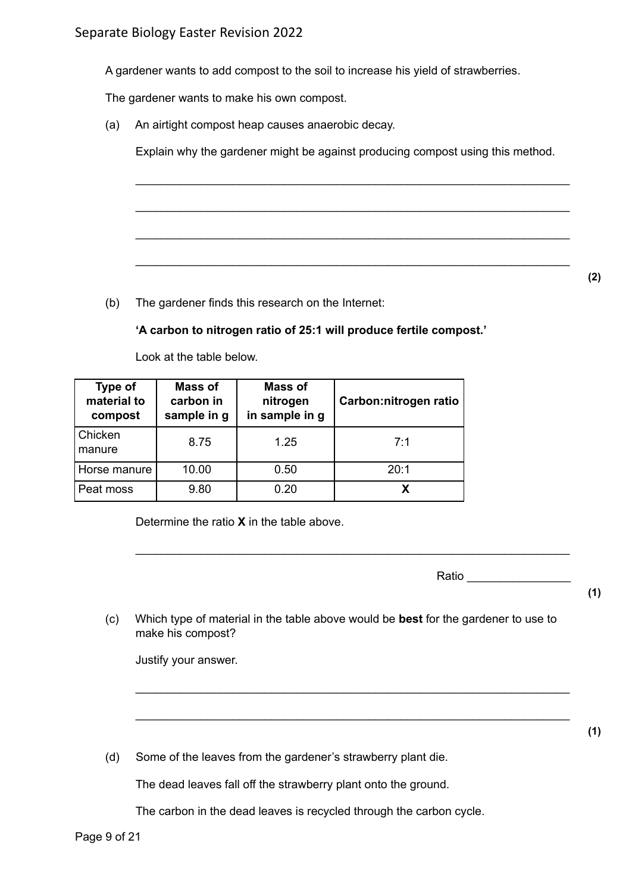A gardener wants to add compost to the soil to increase his yield of strawberries.

The gardener wants to make his own compost.

(a) An airtight compost heap causes anaerobic decay.

Explain why the gardener might be against producing compost using this method.

___________________________________________________________________

___________________________________________________________________

___________________________________________________________________

___________________________________________________________________

**(2)**

(b) The gardener finds this research on the Internet:

**'A carbon to nitrogen ratio of 25:1 will produce fertile compost.'**

Look at the table below.

| Type of material to compost | Mass of carbon in sample in g | Mass of nitrogen in sample in g | Carbon:nitrogen ratio |
|---|---|---|---|
| Chicken manure | 8.75 | 1.25 | 7:1 |
| Horse manure | 10.00 | 0.50 | 20:1 |
| Peat moss | 9.80 | 0.20 | **X** |

Determine the ratio **X** in the table above.

___________________________________________________________________

Ratio ________________

**(1)**

(c) Which type of material in the table above would be **best** for the gardener to use to make his compost?

Justify your answer.

___________________________________________________________________

___________________________________________________________________

**(1)**

(d) Some of the leaves from the gardener's strawberry plant die.

The dead leaves fall off the strawberry plant onto the ground.

The carbon in the dead leaves is recycled through the carbon cycle.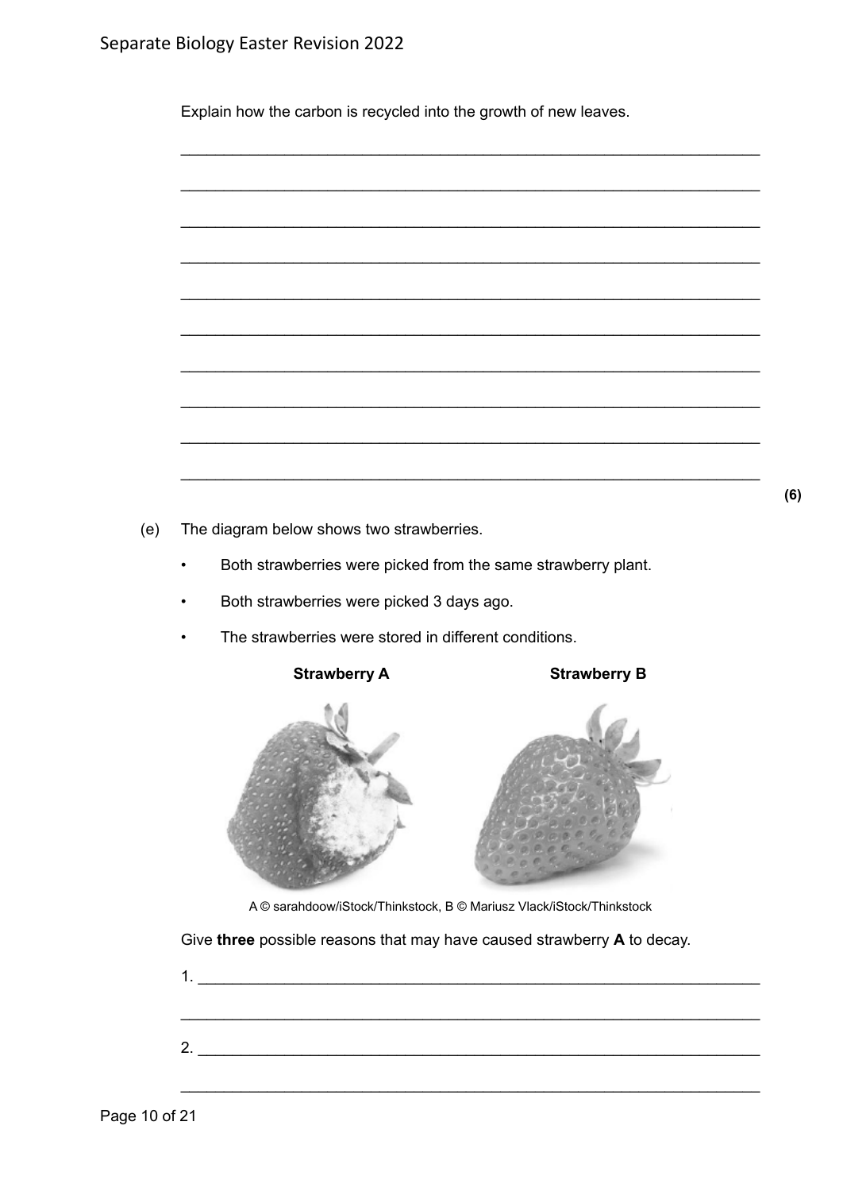Explain how the carbon is recycled into the growth of new leaves.

___________________________________________________________________

___________________________________________________________________

___________________________________________________________________

___________________________________________________________________

___________________________________________________________________

___________________________________________________________________

___________________________________________________________________

___________________________________________________________________

___________________________________________________________________

___________________________________________________________________

**(6)**

(e) The diagram below shows two strawberries.

- Both strawberries were picked from the same strawberry plant.
- Both strawberries were picked 3 days ago.
- The strawberries were stored in different conditions.

**Strawberry A** **Strawberry B**

A © sarahdoow/iStock/Thinkstock, B © Mariusz Vlack/iStock/Thinkstock

Give **three** possible reasons that may have caused strawberry **A** to decay.

1. ___________________________________________________________________

___________________________________________________________________

2. ___________________________________________________________________

___________________________________________________________________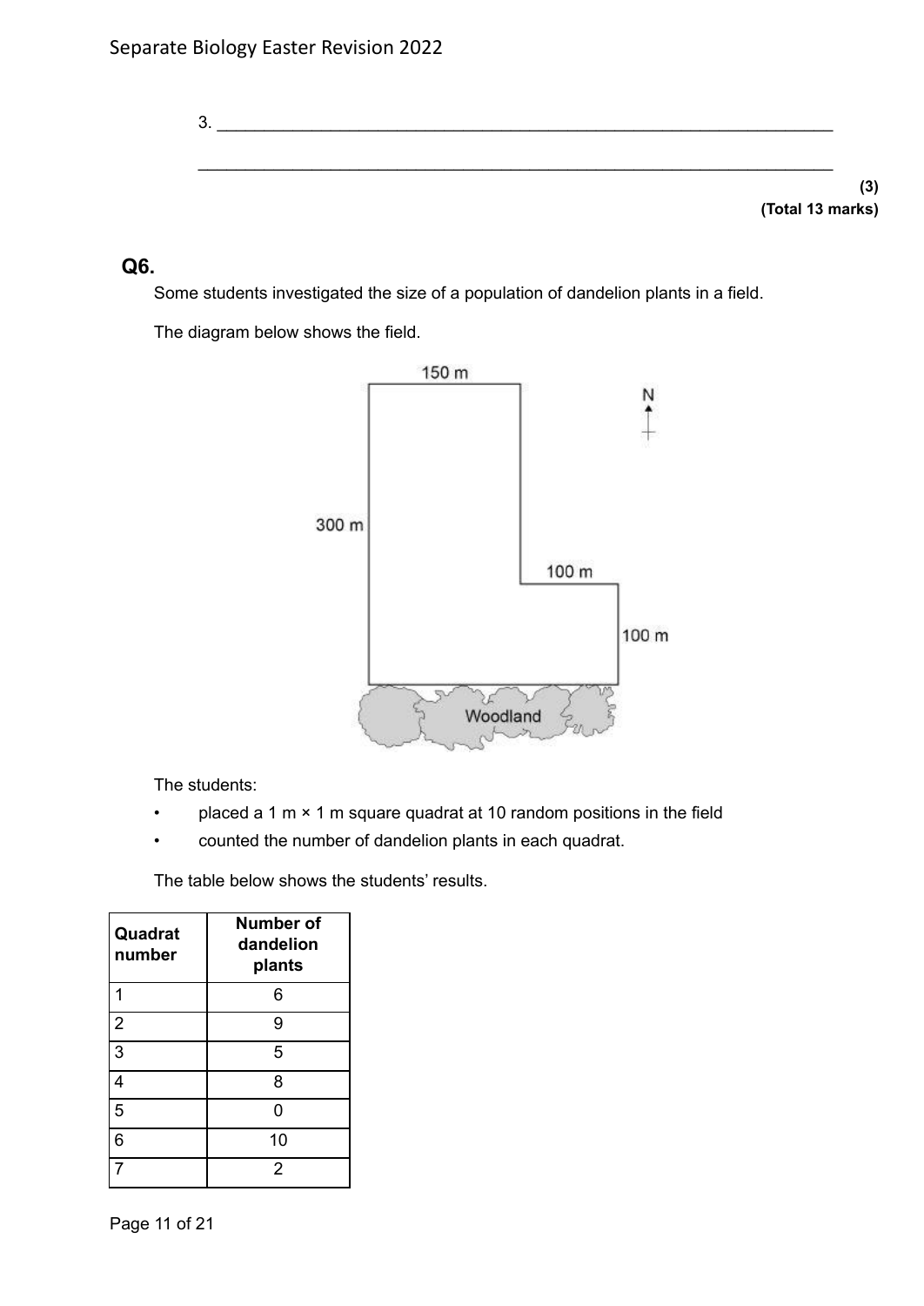3. ___________________________________________________________________

___________________________________________________________________

**(3)**
**(Total 13 marks)**

## Q6.

Some students investigated the size of a population of dandelion plants in a field.

The diagram below shows the field.

150 m

300 m

100 m

100 m

Woodland

N

The students:

- placed a 1 m × 1 m square quadrat at 10 random positions in the field
- counted the number of dandelion plants in each quadrat.

The table below shows the students' results.

| Quadrat number | Number of dandelion plants |
|---|---|
| 1 | 6 |
| 2 | 9 |
| 3 | 5 |
| 4 | 8 |
| 5 | 0 |
| 6 | 10 |
| 7 | 2 |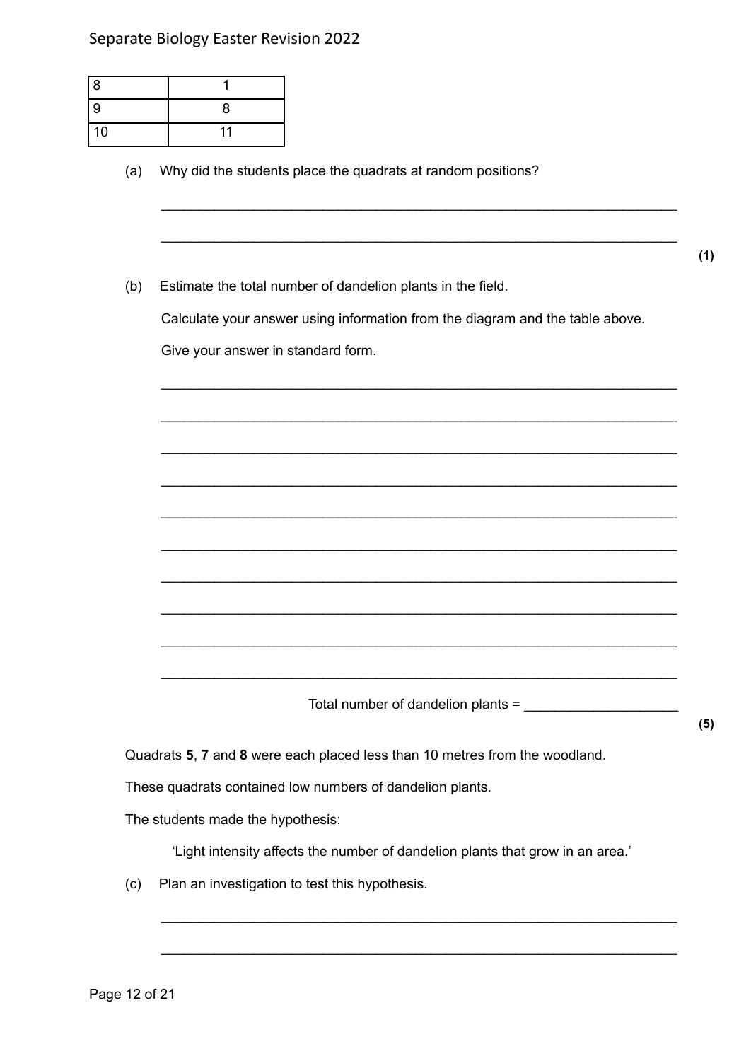| | |
|---|---|
| 8 | 1 |
| 9 | 8 |
| 10 | 11 |

(a) Why did the students place the quadrats at random positions?

___________________________________________________________________

___________________________________________________________________

**(1)**

(b) Estimate the total number of dandelion plants in the field.

Calculate your answer using information from the diagram and the table above.

Give your answer in standard form.

___________________________________________________________________

___________________________________________________________________

___________________________________________________________________

___________________________________________________________________

___________________________________________________________________

___________________________________________________________________

___________________________________________________________________

___________________________________________________________________

___________________________________________________________________

___________________________________________________________________

Total number of dandelion plants = ____________________

**(5)**

Quadrats **5**, **7** and **8** were each placed less than 10 metres from the woodland.

These quadrats contained low numbers of dandelion plants.

The students made the hypothesis:

'Light intensity affects the number of dandelion plants that grow in an area.'

(c) Plan an investigation to test this hypothesis.

___________________________________________________________________

___________________________________________________________________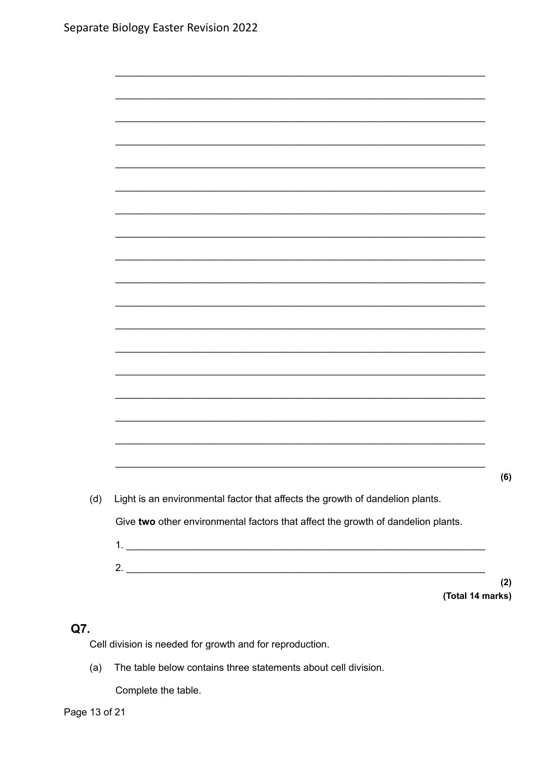(6)

(d) Light is an environmental factor that affects the growth of dandelion plants.

Give **two** other environmental factors that affect the growth of dandelion plants.

1. ___________________________________________________________

2. ___________________________________________________________

(2)

(Total 14 marks)

## Q7.

Cell division is needed for growth and for reproduction.

(a) The table below contains three statements about cell division.

Complete the table.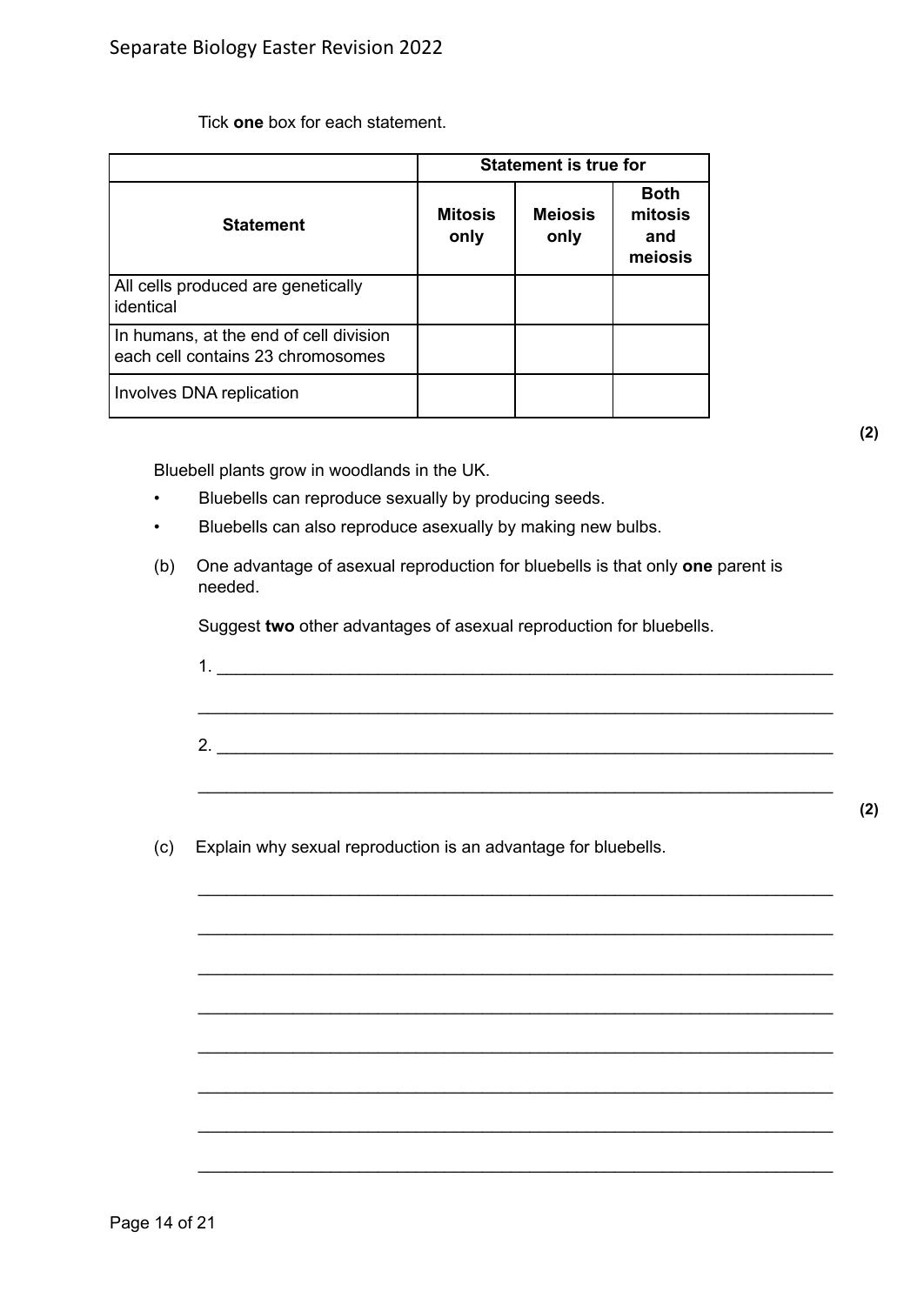Tick **one** box for each statement.

| Statement | Statement is true for | | |
|---|---|---|---|
| | **Mitosis only** | **Meiosis only** | **Both mitosis and meiosis** |
| All cells produced are genetically identical | | | |
| In humans, at the end of cell division each cell contains 23 chromosomes | | | |
| Involves DNA replication | | | |

**(2)**

Bluebell plants grow in woodlands in the UK.

- Bluebells can reproduce sexually by producing seeds.
- Bluebells can also reproduce asexually by making new bulbs.

(b) One advantage of asexual reproduction for bluebells is that only **one** parent is needed.

Suggest **two** other advantages of asexual reproduction for bluebells.

1. ___________________________________________________________________

___________________________________________________________________

2. ___________________________________________________________________

___________________________________________________________________

**(2)**

(c) Explain why sexual reproduction is an advantage for bluebells.

___________________________________________________________________

___________________________________________________________________

___________________________________________________________________

___________________________________________________________________

___________________________________________________________________

___________________________________________________________________

___________________________________________________________________

___________________________________________________________________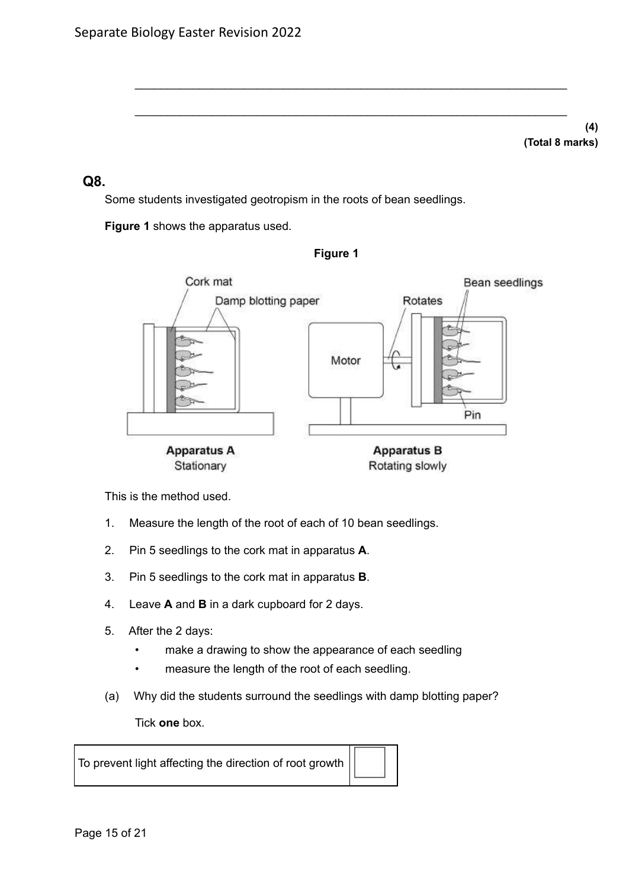\_\_\_\_\_\_\_\_\_\_\_\_\_\_\_\_\_\_\_\_\_\_\_\_\_\_\_\_\_\_\_\_\_\_\_\_\_\_\_\_\_\_\_\_\_\_\_\_\_\_\_\_\_\_\_\_\_\_\_\_\_\_\_\_\_

\_\_\_\_\_\_\_\_\_\_\_\_\_\_\_\_\_\_\_\_\_\_\_\_\_\_\_\_\_\_\_\_\_\_\_\_\_\_\_\_\_\_\_\_\_\_\_\_\_\_\_\_\_\_\_\_\_\_\_\_\_\_\_\_\_

**(4)**
**(Total 8 marks)**

## Q8.

Some students investigated geotropism in the roots of bean seedlings.

**Figure 1** shows the apparatus used.

**Figure 1**

Cork mat, Damp blotting paper, Rotates, Bean seedlings, Motor, Pin

**Apparatus A** Stationary

**Apparatus B** Rotating slowly

This is the method used.

1. Measure the length of the root of each of 10 bean seedlings.
2. Pin 5 seedlings to the cork mat in apparatus **A**.
3. Pin 5 seedlings to the cork mat in apparatus **B**.
4. Leave **A** and **B** in a dark cupboard for 2 days.
5. After the 2 days:
   - make a drawing to show the appearance of each seedling
   - measure the length of the root of each seedling.

(a) Why did the students surround the seedlings with damp blotting paper?

Tick **one** box.

| To prevent light affecting the direction of root growth | ☐ |
|---|---|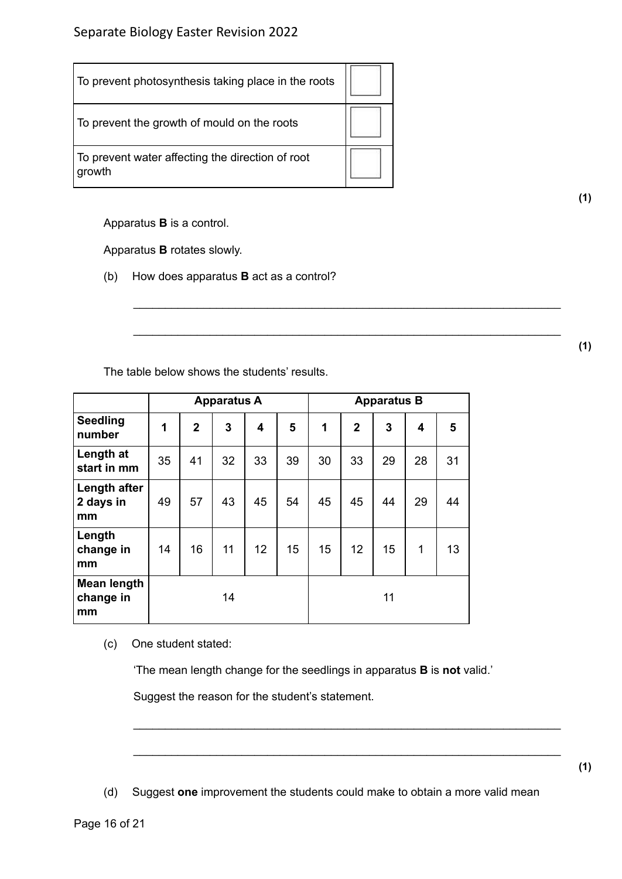| | |
|---|---|
| To prevent photosynthesis taking place in the roots | ☐ |
| To prevent the growth of mould on the roots | ☐ |
| To prevent water affecting the direction of root growth | ☐ |

**(1)**

Apparatus **B** is a control.

Apparatus **B** rotates slowly.

(b) How does apparatus **B** act as a control?

___________________________________________________________________

___________________________________________________________________

**(1)**

The table below shows the students' results.

| | **Apparatus A** | | | | | **Apparatus B** | | | | |
|---|---|---|---|---|---|---|---|---|---|---|
| **Seedling number** | **1** | **2** | **3** | **4** | **5** | **1** | **2** | **3** | **4** | **5** |
| **Length at start in mm** | 35 | 41 | 32 | 33 | 39 | 30 | 33 | 29 | 28 | 31 |
| **Length after 2 days in mm** | 49 | 57 | 43 | 45 | 54 | 45 | 45 | 44 | 29 | 44 |
| **Length change in mm** | 14 | 16 | 11 | 12 | 15 | 15 | 12 | 15 | 1 | 13 |
| **Mean length change in mm** | 14 | | | | | 11 | | | | |

(c) One student stated:

'The mean length change for the seedlings in apparatus **B** is **not** valid.'

Suggest the reason for the student's statement.

___________________________________________________________________

___________________________________________________________________

**(1)**

(d) Suggest **one** improvement the students could make to obtain a more valid mean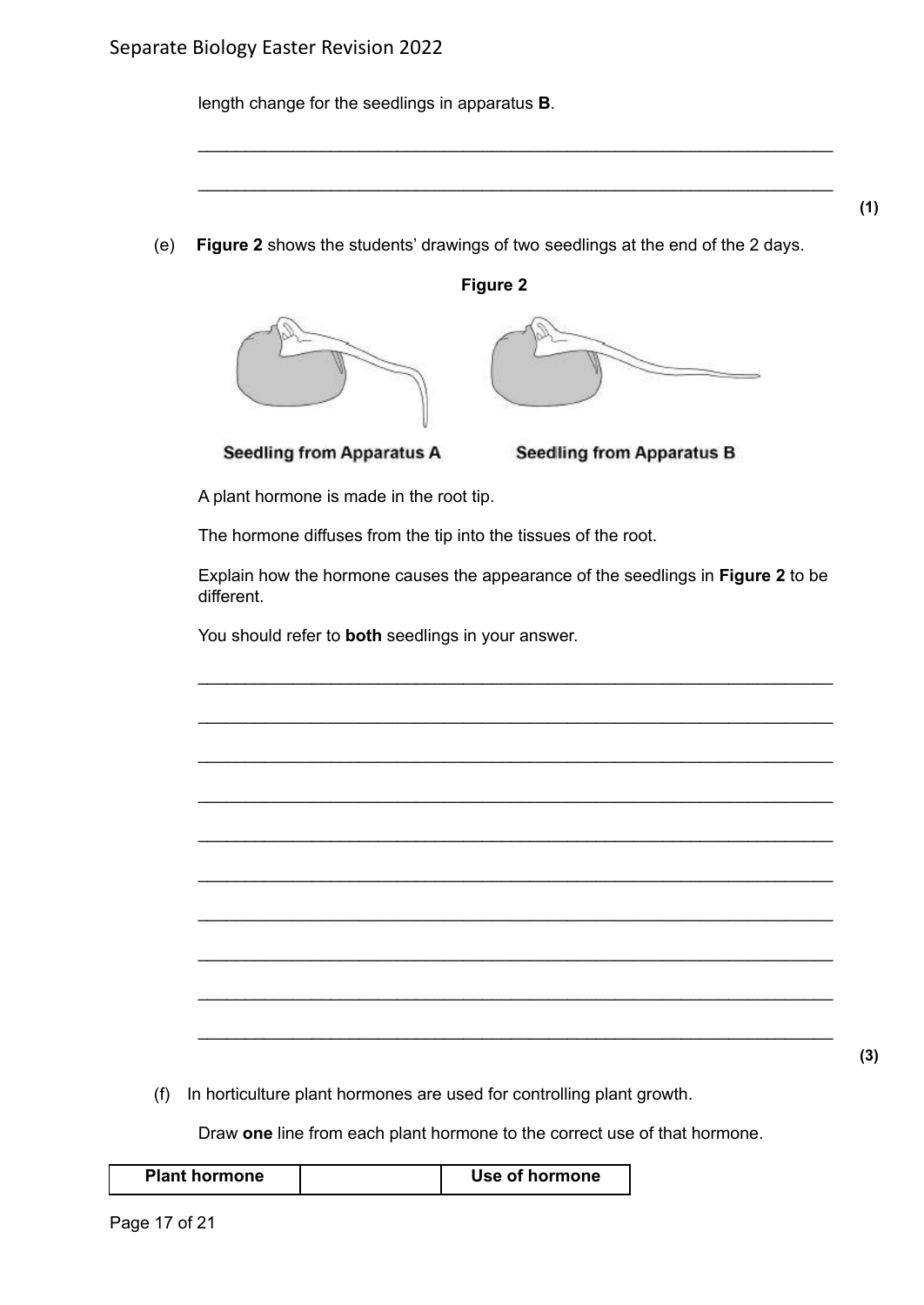length change for the seedlings in apparatus **B**.

___________________________________________________________________

___________________________________________________________________

**(1)**

(e) **Figure 2** shows the students' drawings of two seedlings at the end of the 2 days.

**Figure 2**

Seedling from Apparatus A

Seedling from Apparatus B

A plant hormone is made in the root tip.

The hormone diffuses from the tip into the tissues of the root.

Explain how the hormone causes the appearance of the seedlings in **Figure 2** to be different.

You should refer to **both** seedlings in your answer.

___________________________________________________________________

___________________________________________________________________

___________________________________________________________________

___________________________________________________________________

___________________________________________________________________

___________________________________________________________________

___________________________________________________________________

___________________________________________________________________

___________________________________________________________________

___________________________________________________________________

**(3)**

(f) In horticulture plant hormones are used for controlling plant growth.

Draw **one** line from each plant hormone to the correct use of that hormone.

| Plant hormone | | Use of hormone |
|---|---|---|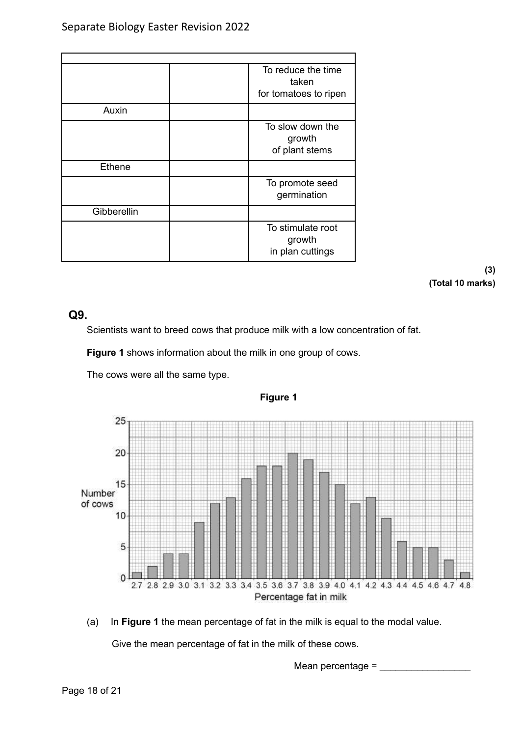| | | |
|---|---|---|
| | | To reduce the time taken for tomatoes to ripen |
| Auxin | | |
| | | To slow down the growth of plant stems |
| Ethene | | |
| | | To promote seed germination |
| Gibberellin | | |
| | | To stimulate root growth in plan cuttings |

**(3)**
**(Total 10 marks)**

## Q9.

Scientists want to breed cows that produce milk with a low concentration of fat.

**Figure 1** shows information about the milk in one group of cows.

The cows were all the same type.

**Figure 1**

(a) In **Figure 1** the mean percentage of fat in the milk is equal to the modal value.

Give the mean percentage of fat in the milk of these cows.

Mean percentage = _________________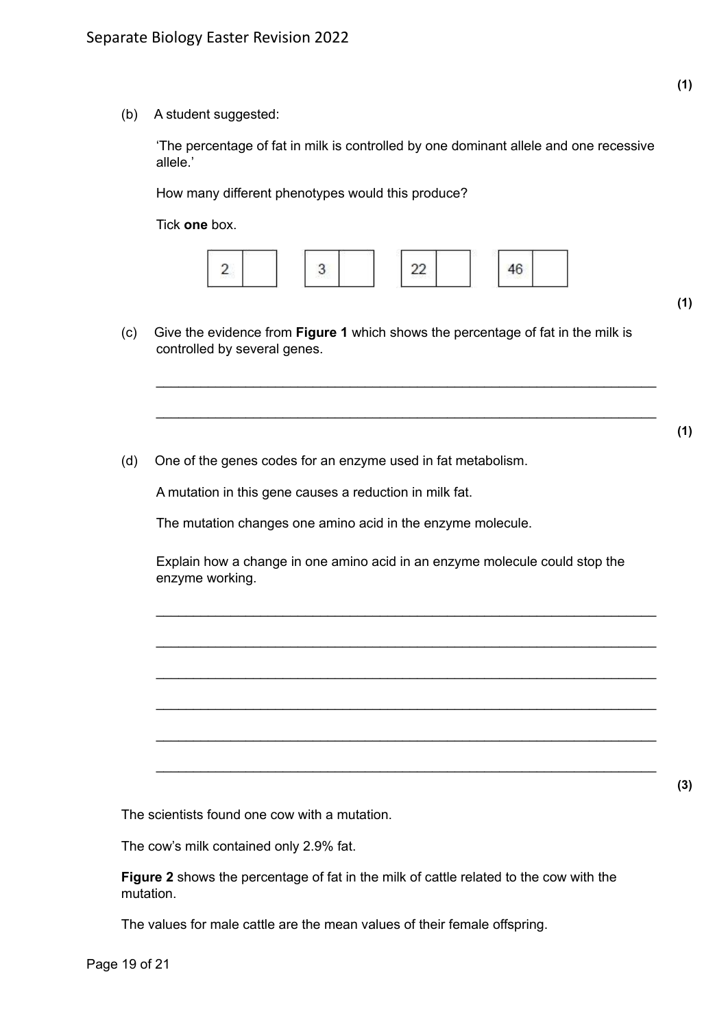**(1)**

(b) A student suggested:

'The percentage of fat in milk is controlled by one dominant allele and one recessive allele.'

How many different phenotypes would this produce?

Tick **one** box.

| 2 | | | 3 | | | 22 | | | 46 | |
|---|---|---|---|---|---|---|---|---|---|---|

**(1)**

(c) Give the evidence from **Figure 1** which shows the percentage of fat in the milk is controlled by several genes.

___________________________________________________________________

___________________________________________________________________

**(1)**

(d) One of the genes codes for an enzyme used in fat metabolism.

A mutation in this gene causes a reduction in milk fat.

The mutation changes one amino acid in the enzyme molecule.

Explain how a change in one amino acid in an enzyme molecule could stop the enzyme working.

___________________________________________________________________

___________________________________________________________________

___________________________________________________________________

___________________________________________________________________

___________________________________________________________________

___________________________________________________________________

**(3)**

The scientists found one cow with a mutation.

The cow's milk contained only 2.9% fat.

**Figure 2** shows the percentage of fat in the milk of cattle related to the cow with the mutation.

The values for male cattle are the mean values of their female offspring.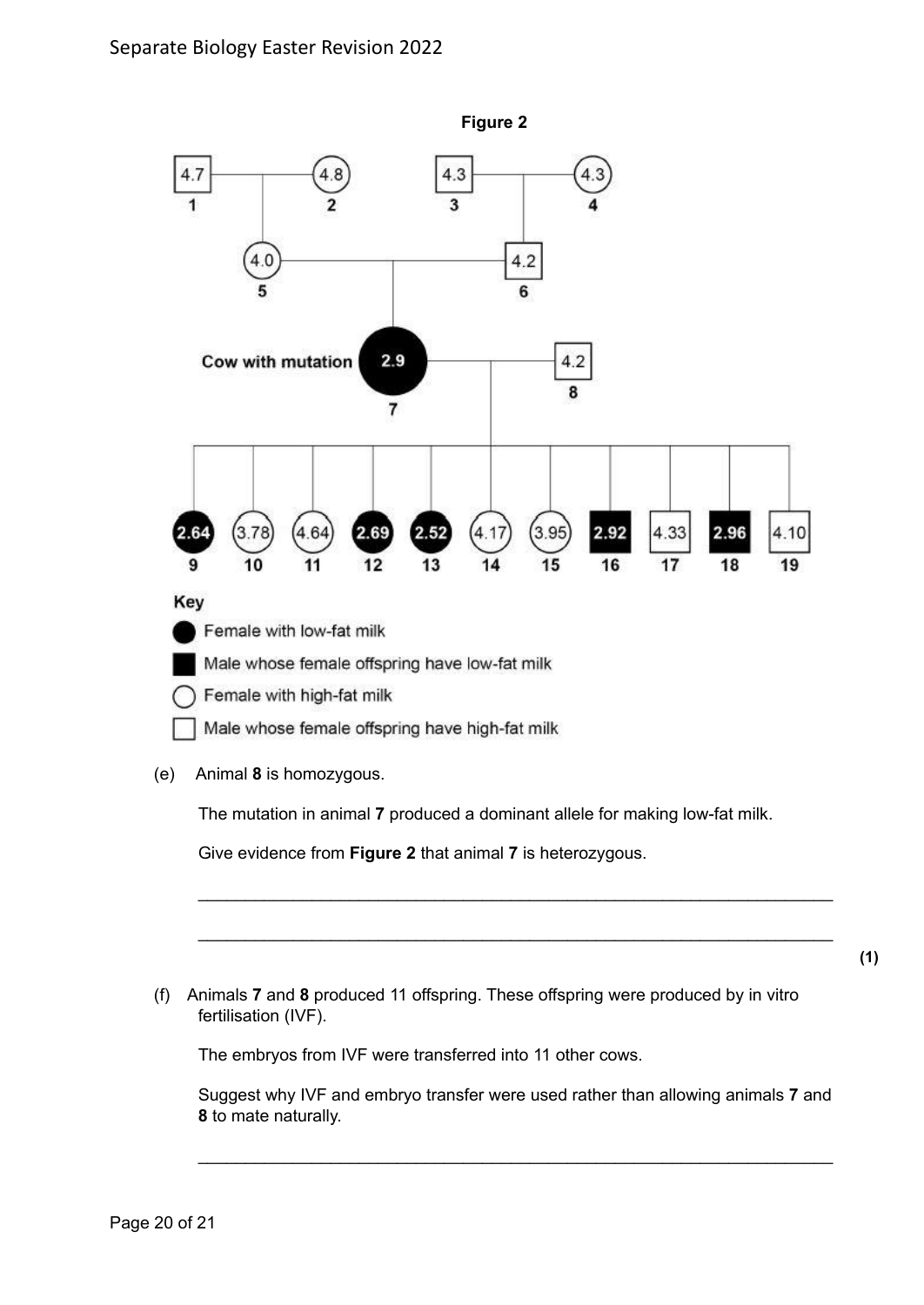**Figure 2**

Key

- Female with low-fat milk
- Male whose female offspring have low-fat milk
- Female with high-fat milk
- Male whose female offspring have high-fat milk

(e) Animal **8** is homozygous.

The mutation in animal **7** produced a dominant allele for making low-fat milk.

Give evidence from **Figure 2** that animal **7** is heterozygous.

___________________________________________________________________

___________________________________________________________________

**(1)**

(f) Animals **7** and **8** produced 11 offspring. These offspring were produced by in vitro fertilisation (IVF).

The embryos from IVF were transferred into 11 other cows.

Suggest why IVF and embryo transfer were used rather than allowing animals **7** and **8** to mate naturally.

___________________________________________________________________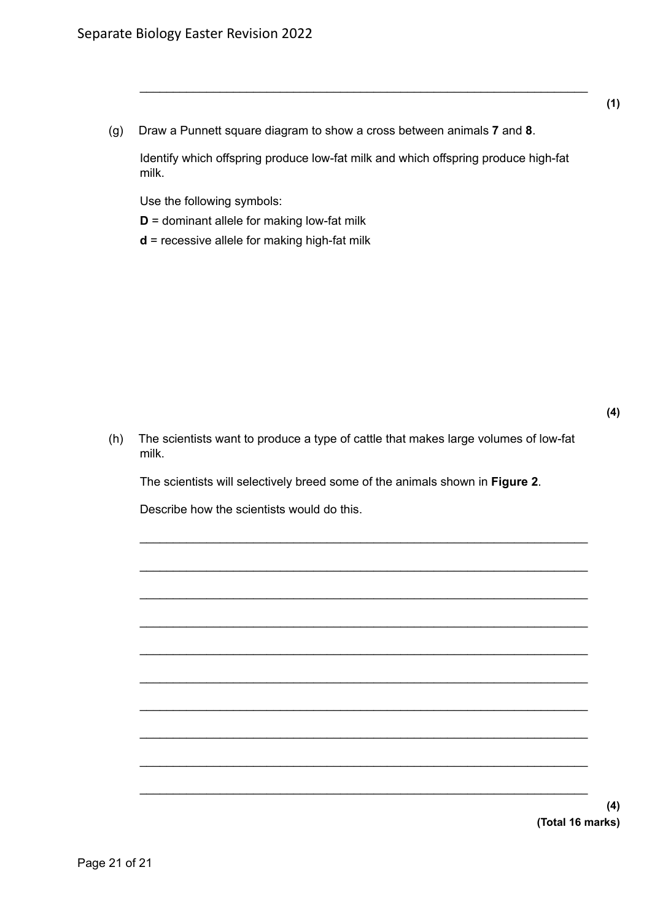___________________________________________________________________

**(1)**

(g) Draw a Punnett square diagram to show a cross between animals **7** and **8**.

Identify which offspring produce low-fat milk and which offspring produce high-fat milk.

Use the following symbols:

**D** = dominant allele for making low-fat milk

**d** = recessive allele for making high-fat milk

**(4)**

(h) The scientists want to produce a type of cattle that makes large volumes of low-fat milk.

The scientists will selectively breed some of the animals shown in **Figure 2**.

Describe how the scientists would do this.

___________________________________________________________________

___________________________________________________________________

___________________________________________________________________

___________________________________________________________________

___________________________________________________________________

___________________________________________________________________

___________________________________________________________________

___________________________________________________________________

___________________________________________________________________

___________________________________________________________________

**(4)**

**(Total 16 marks)**